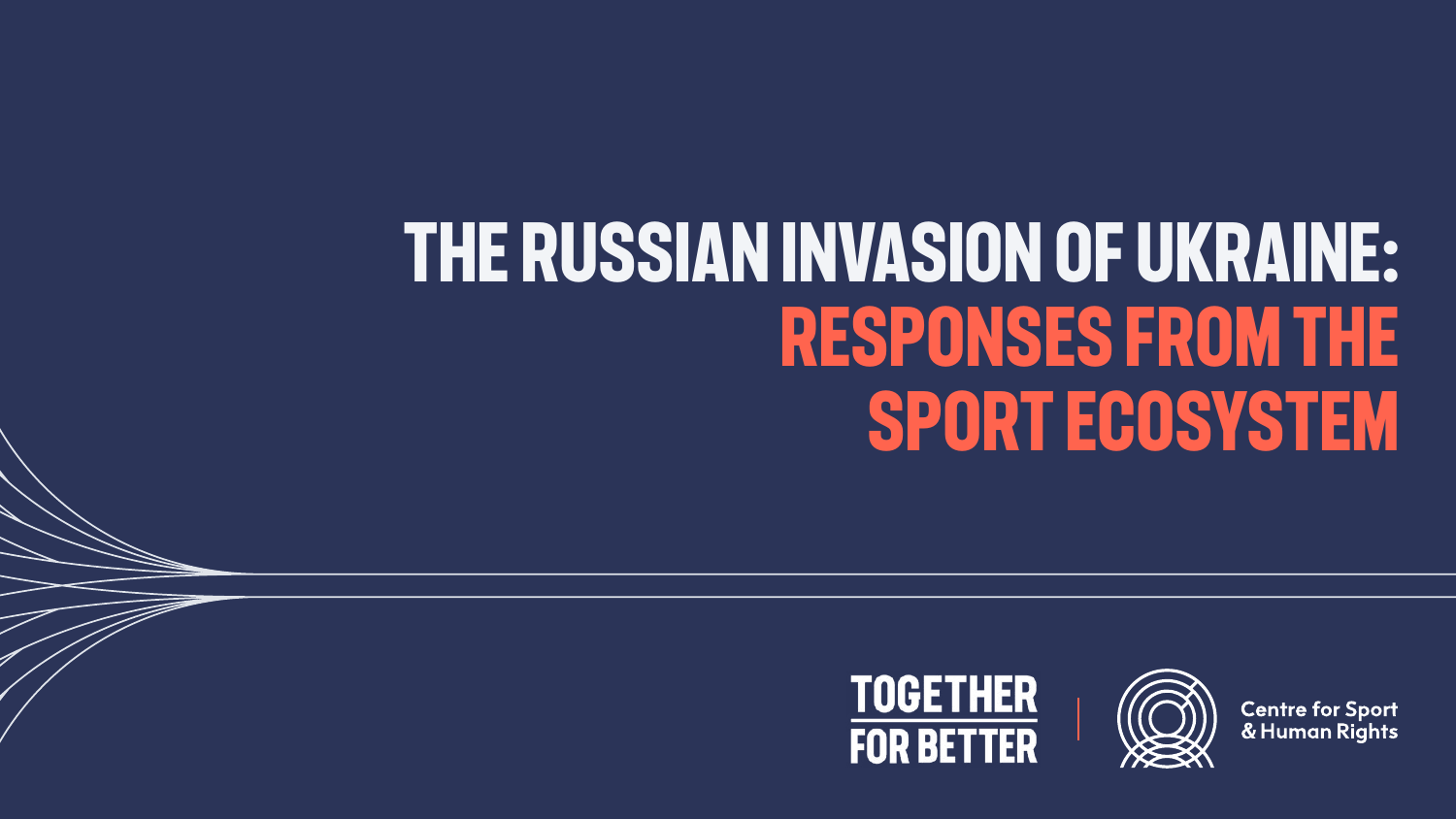# THE RUSSIAN INVASION OF UKRAINE: RESPONSES FROM THE SPORT ECOSYSTEM

TOGETHER FOR BETTER

Centre for Sport & Human Rights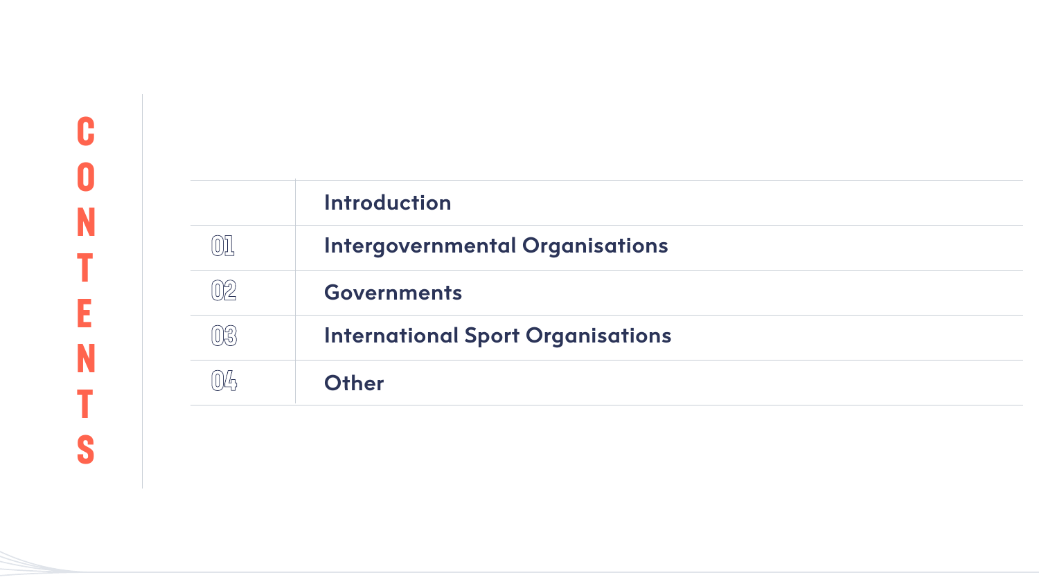# CONTENTS

| | |
|---|---|
| | Introduction |
| 01 | Intergovernmental Organisations |
| 02 | Governments |
| 03 | International Sport Organisations |
| 04 | Other |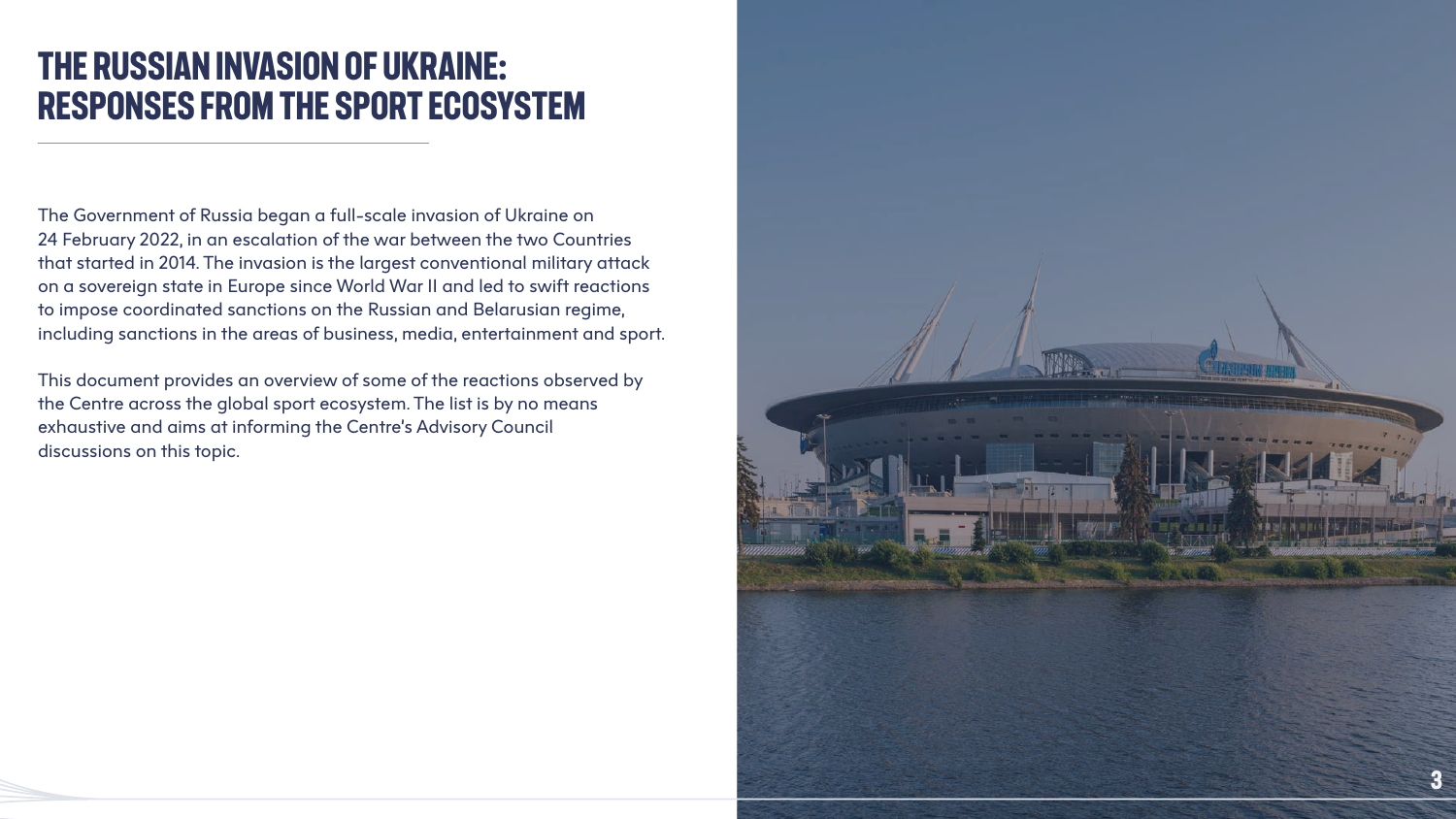# THE RUSSIAN INVASION OF UKRAINE: RESPONSES FROM THE SPORT ECOSYSTEM

The Government of Russia began a full-scale invasion of Ukraine on 24 February 2022, in an escalation of the war between the two Countries that started in 2014. The invasion is the largest conventional military attack on a sovereign state in Europe since World War II and led to swift reactions to impose coordinated sanctions on the Russian and Belarusian regime, including sanctions in the areas of business, media, entertainment and sport.

This document provides an overview of some of the reactions observed by the Centre across the global sport ecosystem. The list is by no means exhaustive and aims at informing the Centre's Advisory Council discussions on this topic.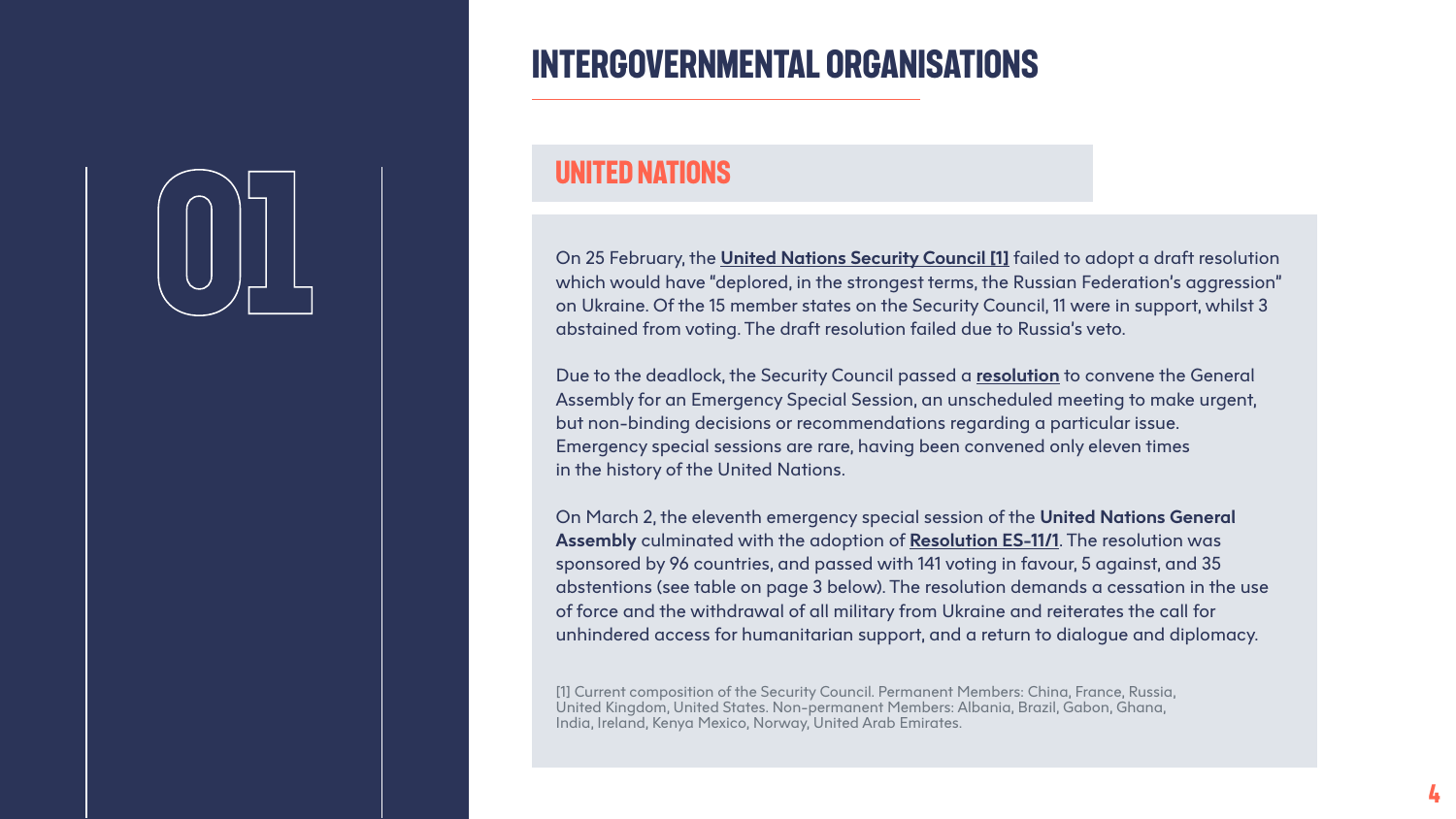01

# INTERGOVERNMENTAL ORGANISATIONS

## UNITED NATIONS

On 25 February, the **United Nations Security Council [1]** failed to adopt a draft resolution which would have "deplored, in the strongest terms, the Russian Federation's aggression" on Ukraine. Of the 15 member states on the Security Council, 11 were in support, whilst 3 abstained from voting. The draft resolution failed due to Russia's veto.

Due to the deadlock, the Security Council passed a **resolution** to convene the General Assembly for an Emergency Special Session, an unscheduled meeting to make urgent, but non-binding decisions or recommendations regarding a particular issue. Emergency special sessions are rare, having been convened only eleven times in the history of the United Nations.

On March 2, the eleventh emergency special session of the **United Nations General Assembly** culminated with the adoption of **Resolution ES-11/1**. The resolution was sponsored by 96 countries, and passed with 141 voting in favour, 5 against, and 35 abstentions (see table on page 3 below). The resolution demands a cessation in the use of force and the withdrawal of all military from Ukraine and reiterates the call for unhindered access for humanitarian support, and a return to dialogue and diplomacy.

[1] Current composition of the Security Council. Permanent Members: China, France, Russia, United Kingdom, United States. Non-permanent Members: Albania, Brazil, Gabon, Ghana, India, Ireland, Kenya Mexico, Norway, United Arab Emirates.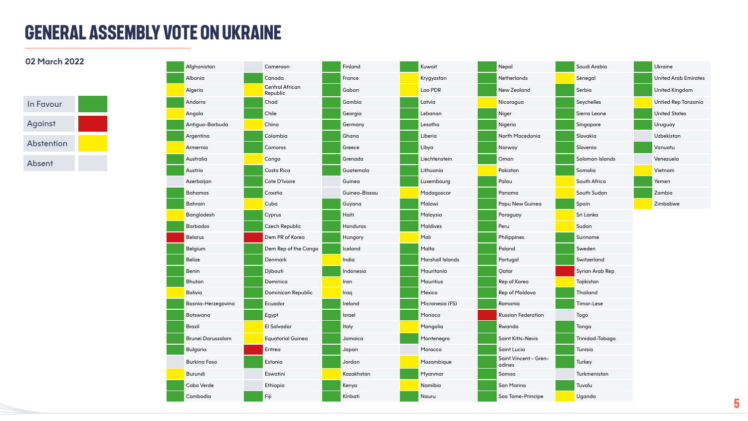# GENERAL ASSEMBLY VOTE ON UKRAINE

**02 March 2022**

| Country | Vote |
|---|---|
| Afghanistan | In Favour |
| Albania | In Favour |
| Algeria | Abstention |
| Andorra | In Favour |
| Angola | Abstention |
| Antigua-Barbuda | In Favour |
| Argentina | In Favour |
| Armernia | Abstention |
| Australia | In Favour |
| Austria | In Favour |
| Azerbaijan | Absent |
| Bahamas | In Favour |
| Bahrain | In Favour |
| Bangladesh | Abstention |
| Barbados | In Favour |
| Belarus | Against |
| Belgium | In Favour |
| Belize | In Favour |
| Benin | In Favour |
| Bhutan | In Favour |
| Bolivia | Abstention |
| Bosnia-Herzegovina | In Favour |
| Botswana | In Favour |
| Brazil | In Favour |
| Brunei Darussalam | In Favour |
| Bulgaria | In Favour |
| Burkina Faso | Absent |
| Burundi | Abstention |
| Cabo Verde | In Favour |
| Cambodia | In Favour |
| Cameroon | Absent |
| Canada | In Favour |
| Central African Republic | Abstention |
| Chad | In Favour |
| Chile | In Favour |
| China | Abstention |
| Colombia | In Favour |
| Comoros | In Favour |
| Congo | Abstention |
| Costa Rica | In Favour |
| Cote D'Ivoire | In Favour |
| Croatia | In Favour |
| Cuba | Abstention |
| Cyprus | In Favour |
| Czech Republic | In Favour |
| Dem PR of Korea | Against |
| Dem Rep of the Congo | In Favour |
| Denmark | In Favour |
| Djibouti | In Favour |
| Dominica | In Favour |
| Dominican Republic | In Favour |
| Ecuador | In Favour |
| Egypt | In Favour |
| El Salvador | Abstention |
| Equatorial Guinea | Abstention |
| Eritrea | Against |
| Estonia | In Favour |
| Eswatini | Absent |
| Ethiopia | Absent |
| Fiji | In Favour |
| Finland | In Favour |
| France | In Favour |
| Gabon | In Favour |
| Gambia | In Favour |
| Georgia | In Favour |
| Germany | In Favour |
| Ghana | In Favour |
| Greece | In Favour |
| Grenada | In Favour |
| Guatemala | In Favour |
| Guinea | Absent |
| Guinea-Bissau | Absent |
| Guyana | In Favour |
| Haiti | In Favour |
| Honduras | In Favour |
| Hungary | In Favour |
| Iceland | In Favour |
| India | Abstention |
| Indonesia | In Favour |
| Iran | Abstention |
| Iraq | Abstention |
| Ireland | In Favour |
| Israel | In Favour |
| Italy | In Favour |
| Jamaica | In Favour |
| Japan | In Favour |
| Jordan | In Favour |
| Kazakhstan | Abstention |
| Kenya | In Favour |
| Kiribati | In Favour |
| Kuwait | In Favour |
| Krygyzstan | Abstention |
| Lao PDR | Abstention |
| Latvia | In Favour |
| Lebanon | In Favour |
| Lesotho | In Favour |
| Liberia | In Favour |
| Libya | In Favour |
| Liechtenstein | In Favour |
| Lithuania | In Favour |
| Luxembourg | In Favour |
| Madagascar | Abstention |
| Malawi | In Favour |
| Malaysia | In Favour |
| Maldives | In Favour |
| Mali | Abstention |
| Malta | In Favour |
| Marshall Islands | In Favour |
| Mauritania | In Favour |
| Mauritius | In Favour |
| Mexico | In Favour |
| Micronesia (FS) | In Favour |
| Monaco | In Favour |
| Mongolia | Abstention |
| Montenegro | In Favour |
| Morocco | Absent |
| Mozambique | Abstention |
| Myanmar | In Favour |
| Namibia | Abstention |
| Nauru | In Favour |
| Nepal | In Favour |
| Netherlands | In Favour |
| New Zealand | In Favour |
| Nicaragua | Abstention |
| Niger | In Favour |
| Nigeria | In Favour |
| North Macedonia | In Favour |
| Norway | In Favour |
| Oman | In Favour |
| Pakistan | Abstention |
| Palau | In Favour |
| Panama | In Favour |
| Papu New Guinea | In Favour |
| Paraguay | In Favour |
| Peru | In Favour |
| Philippines | In Favour |
| Poland | In Favour |
| Portugal | In Favour |
| Qatar | In Favour |
| Rep of Korea | In Favour |
| Rep of Moldova | In Favour |
| Romania | In Favour |
| Russian Federation | Against |
| Rwanda | In Favour |
| Saint Kitts-Nevis | In Favour |
| Saint Lucia | In Favour |
| Saint Vincent - Grenadines | In Favour |
| Samoa | In Favour |
| San Marino | In Favour |
| Sao Tome-Principe | In Favour |
| Saudi Arabia | In Favour |
| Senegal | Abstention |
| Serbia | In Favour |
| Seychelles | In Favour |
| Sierra Leone | In Favour |
| Singapore | In Favour |
| Slovakia | In Favour |
| Slovenia | In Favour |
| Solomon Islands | In Favour |
| Somalia | In Favour |
| South Africa | Abstention |
| South Sudan | Abstention |
| Spain | In Favour |
| Sri Lanka | Abstention |
| Sudan | Abstention |
| Suriname | In Favour |
| Sweden | In Favour |
| Switzerland | In Favour |
| Syrian Arab Rep | Against |
| Tajikistan | Abstention |
| Thailand | In Favour |
| Timor-Lese | In Favour |
| Togo | Absent |
| Tonga | In Favour |
| Trinidad-Tobago | In Favour |
| Tunisia | In Favour |
| Turkey | In Favour |
| Turkmenistan | Absent |
| Tuvalu | In Favour |
| Uganda | Abstention |
| Ukraine | In Favour |
| United Arab Emirates | In Favour |
| United Kingdom | In Favour |
| Untied Rep Tanzania | Abstention |
| United States | In Favour |
| Uruguay | In Favour |
| Uzbekistan | Absent |
| Vanuatu | In Favour |
| Venezuela | Absent |
| Vietnam | Abstention |
| Yemen | In Favour |
| Zambia | In Favour |
| Zimbabwe | Abstention |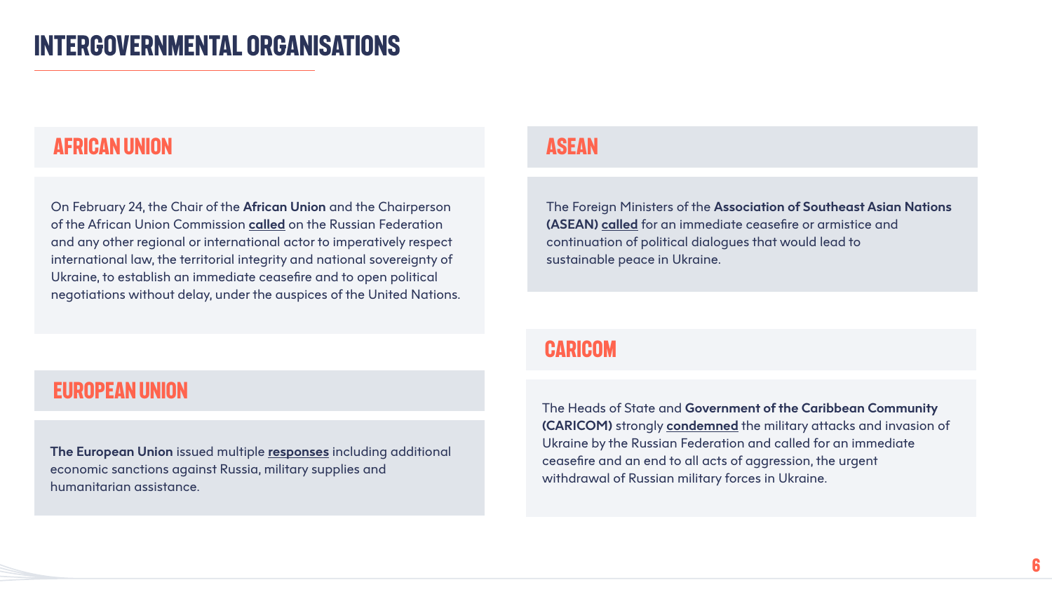# INTERGOVERNMENTAL ORGANISATIONS

## AFRICAN UNION

On February 24, the Chair of the **African Union** and the Chairperson of the African Union Commission **called** on the Russian Federation and any other regional or international actor to imperatively respect international law, the territorial integrity and national sovereignty of Ukraine, to establish an immediate ceasefire and to open political negotiations without delay, under the auspices of the United Nations.

## EUROPEAN UNION

**The European Union** issued multiple **responses** including additional economic sanctions against Russia, military supplies and humanitarian assistance.

## ASEAN

The Foreign Ministers of the **Association of Southeast Asian Nations (ASEAN) called** for an immediate ceasefire or armistice and continuation of political dialogues that would lead to sustainable peace in Ukraine.

## CARICOM

The Heads of State and **Government of the Caribbean Community (CARICOM)** strongly **condemned** the military attacks and invasion of Ukraine by the Russian Federation and called for an immediate ceasefire and an end to all acts of aggression, the urgent withdrawal of Russian military forces in Ukraine.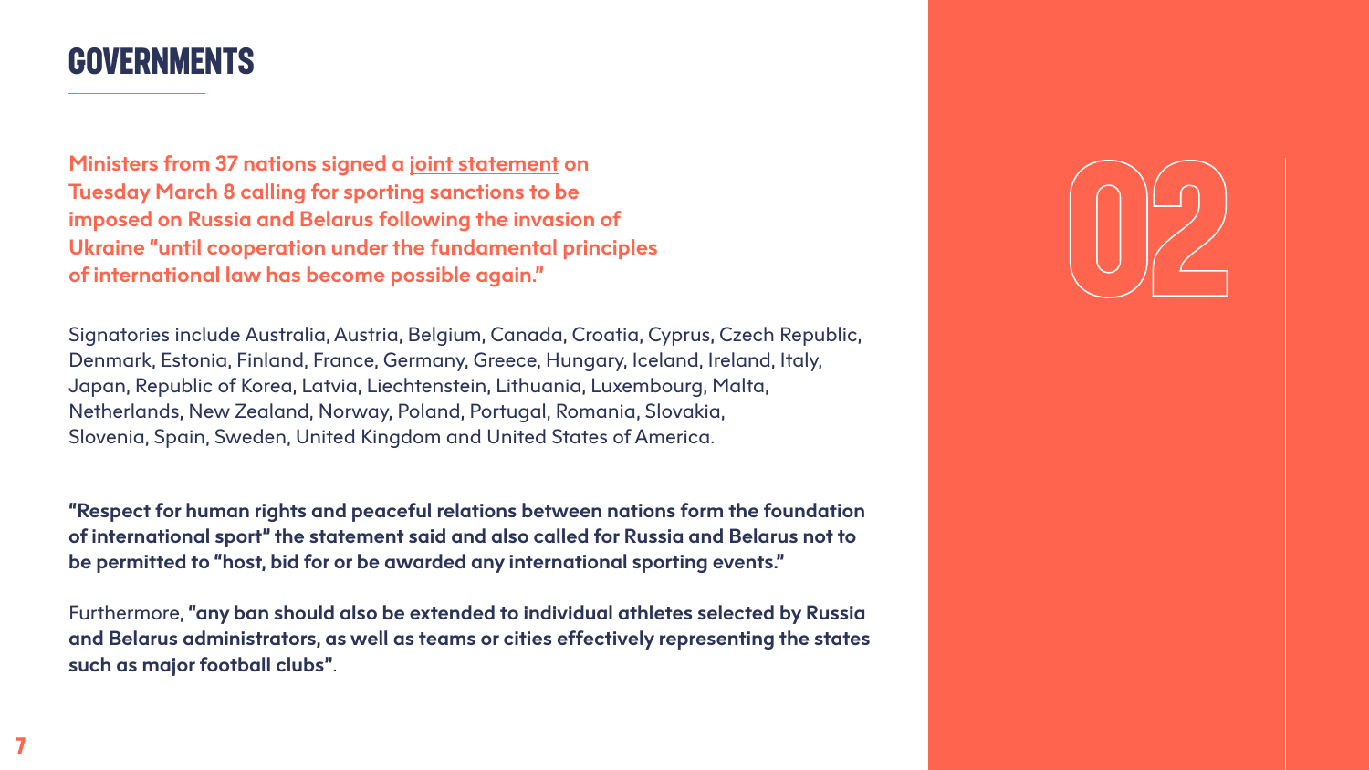## GOVERNMENTS

**Ministers from 37 nations signed a joint statement on Tuesday March 8 calling for sporting sanctions to be imposed on Russia and Belarus following the invasion of Ukraine "until cooperation under the fundamental principles of international law has become possible again."**

Signatories include Australia, Austria, Belgium, Canada, Croatia, Cyprus, Czech Republic, Denmark, Estonia, Finland, France, Germany, Greece, Hungary, Iceland, Ireland, Italy, Japan, Republic of Korea, Latvia, Liechtenstein, Lithuania, Luxembourg, Malta, Netherlands, New Zealand, Norway, Poland, Portugal, Romania, Slovakia, Slovenia, Spain, Sweden, United Kingdom and United States of America.

**"Respect for human rights and peaceful relations between nations form the foundation of international sport" the statement said and also called for Russia and Belarus not to be permitted to "host, bid for or be awarded any international sporting events."**

Furthermore, **"any ban should also be extended to individual athletes selected by Russia and Belarus administrators, as well as teams or cities effectively representing the states such as major football clubs"**.

02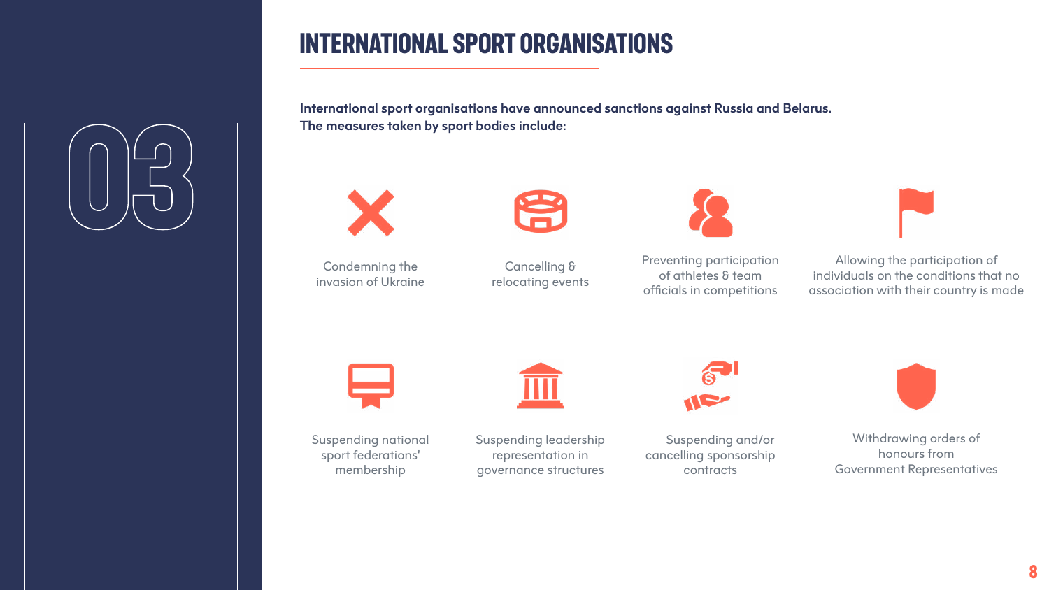# 03

## INTERNATIONAL SPORT ORGANISATIONS

**International sport organisations have announced sanctions against Russia and Belarus. The measures taken by sport bodies include:**

- Condemning the invasion of Ukraine
- Cancelling & relocating events
- Preventing participation of athletes & team officials in competitions
- Allowing the participation of individuals on the conditions that no association with their country is made
- Suspending national sport federations' membership
- Suspending leadership representation in governance structures
- Suspending and/or cancelling sponsorship contracts
- Withdrawing orders of honours from Government Representatives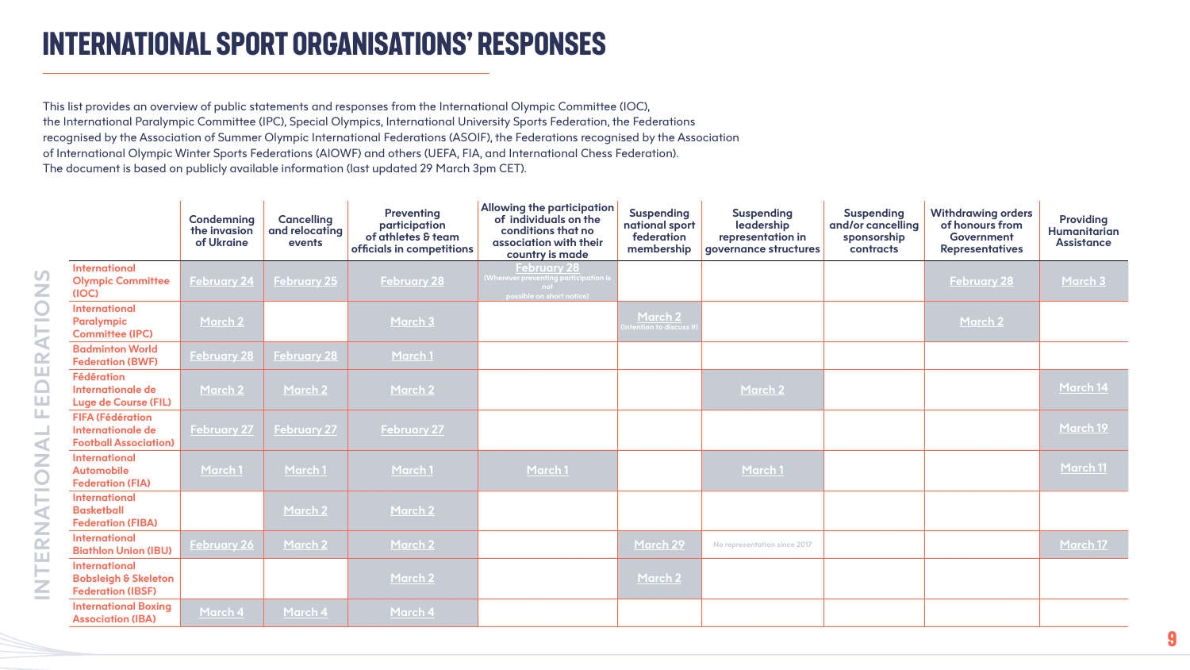# INTERNATIONAL SPORT ORGANISATIONS' RESPONSES

This list provides an overview of public statements and responses from the International Olympic Committee (IOC), the International Paralympic Committee (IPC), Special Olympics, International University Sports Federation, the Federations recognised by the Association of Summer Olympic International Federations (ASOIF), the Federations recognised by the Association of International Olympic Winter Sports Federations (AIOWF) and others (UEFA, FIA, and International Chess Federation). The document is based on publicly available information (last updated 29 March 3pm CET).

INTERNATIONAL FEDERATIONS

| | Condemning the invasion of Ukraine | Cancelling and relocating events | Preventing participation of athletes & team officials in competitions | Allowing the participation of individuals on the conditions that no association with their country is made | Suspending national sport federation membership | Suspending leadership representation in governance structures | Suspending and/or cancelling sponsorship contracts | Withdrawing orders of honours from Government Representatives | Providing Humanitarian Assistance |
|---|---|---|---|---|---|---|---|---|---|
| International Olympic Committee (IOC) | February 24 | February 25 | February 28 | February 28 (Wherever preventing participation is not possible on short notice) | | | | February 28 | March 3 |
| International Paralympic Committee (IPC) | March 2 | | March 3 | | March 2 (Intention to discuss it) | | | March 2 | |
| Badminton World Federation (BWF) | February 28 | February 28 | March 1 | | | | | | |
| Fédération Internationale de Luge de Course (FIL) | March 2 | March 2 | March 2 | | | March 2 | | | March 14 |
| FIFA (Fédération Internationale de Football Association) | February 27 | February 27 | February 27 | | | | | | March 19 |
| International Automobile Federation (FIA) | March 1 | March 1 | March 1 | March 1 | | March 1 | | | March 11 |
| International Basketball Federation (FIBA) | | March 2 | March 2 | | | | | | |
| International Biathlon Union (IBU) | February 26 | March 2 | March 2 | | March 29 | No representation since 2017 | | | March 17 |
| International Bobsleigh & Skeleton Federation (IBSF) | | | March 2 | | March 2 | | | | |
| International Boxing Association (IBA) | March 4 | March 4 | March 4 | | | | | | |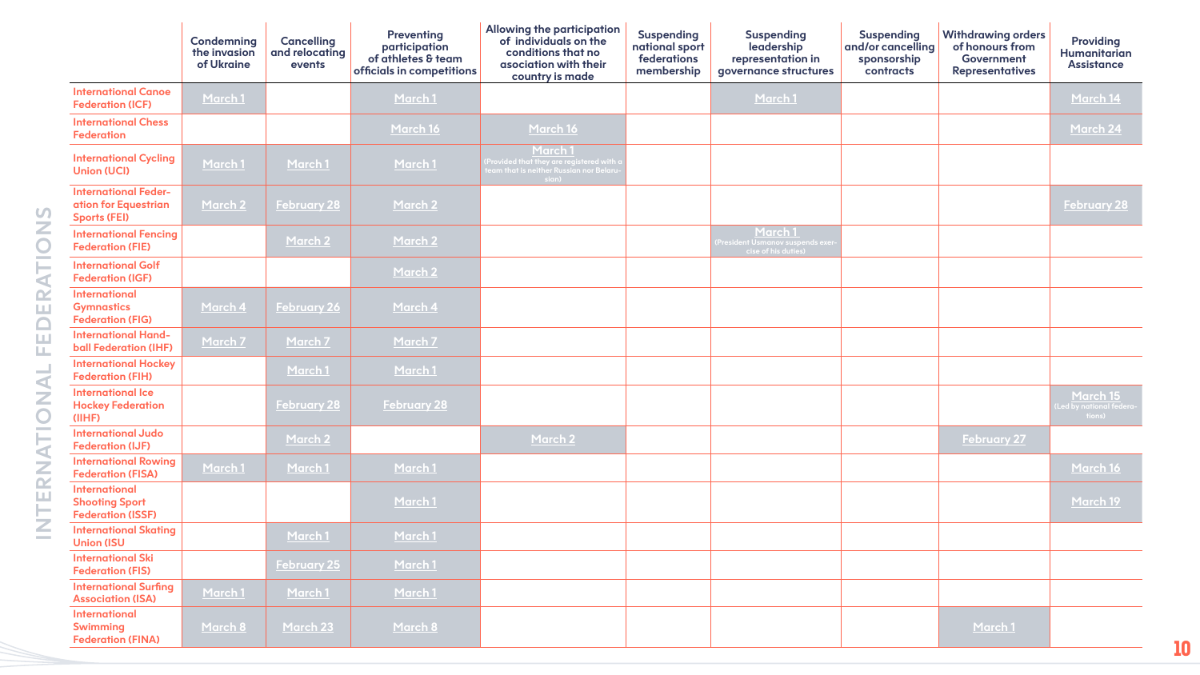# INTERNATIONAL FEDERATIONS

| | Condemning the invasion of Ukraine | Cancelling and relocating events | Preventing participation of athletes & team officials in competitions | Allowing the participation of individuals on the conditions that no asociation with their country is made | Suspending national sport federations membership | Suspending leadership representation in governance structures | Suspending and/or cancelling sponsorship contracts | Withdrawing orders of honours from Government Representatives | Providing Humanitarian Assistance |
|---|---|---|---|---|---|---|---|---|---|
| International Canoe Federation (ICF) | March 1 | | March 1 | | | March 1 | | | March 14 |
| International Chess Federation | | | March 16 | March 16 | | | | | March 24 |
| International Cycling Union (UCI) | March 1 | March 1 | March 1 | March 1 (Provided that they are registered with a team that is neither Russian nor Belarusian) | | | | | |
| International Federation for Equestrian Sports (FEI) | March 2 | February 28 | March 2 | | | | | | February 28 |
| International Fencing Federation (FIE) | | March 2 | March 2 | | | March 1 (President Usmanov suspends exercise of his duties) | | | |
| International Golf Federation (IGF) | | | March 2 | | | | | | |
| International Gymnastics Federation (FIG) | March 4 | February 26 | March 4 | | | | | | |
| International Handball Federation (IHF) | March 7 | March 7 | March 7 | | | | | | |
| International Hockey Federation (FIH) | | March 1 | March 1 | | | | | | |
| International Ice Hockey Federation (IIHF) | | February 28 | February 28 | | | | | | March 15 (Led by national federations) |
| International Judo Federation (IJF) | | March 2 | | March 2 | | | | February 27 | |
| International Rowing Federation (FISA) | March 1 | March 1 | March 1 | | | | | | March 16 |
| International Shooting Sport Federation (ISSF) | | | March 1 | | | | | | March 19 |
| International Skating Union (ISU | | March 1 | March 1 | | | | | | |
| International Ski Federation (FIS) | | February 25 | March 1 | | | | | | |
| International Surfing Association (ISA) | March 1 | March 1 | March 1 | | | | | | |
| International Swimming Federation (FINA) | March 8 | March 23 | March 8 | | | | | March 1 | |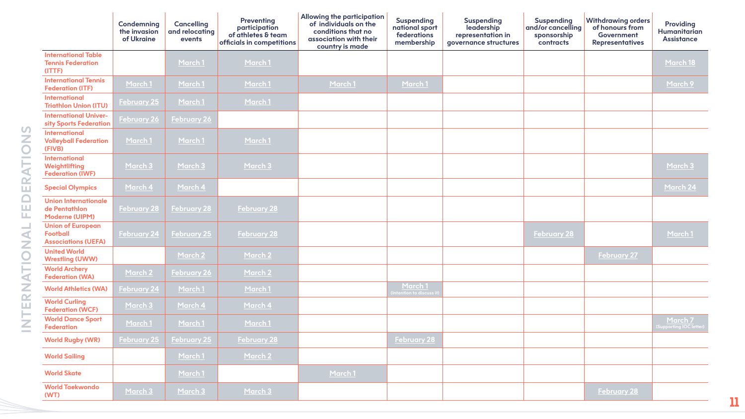# INTERNATIONAL FEDERATIONS

| | Condemning the invasion of Ukraine | Cancelling and relocating events | Preventing participation of athletes & team officials in competitions | Allowing the participation of individuals on the conditions that no association with their country is made | Suspending national sport federations membership | Suspending leadership representation in governance structures | Suspending and/or cancelling sponsorship contracts | Withdrawing orders of honours from Government Representatives | Providing Humanitarian Assistance |
|---|---|---|---|---|---|---|---|---|---|
| International Table Tennis Federation (ITTF) | | March 1 | March 1 | | | | | | March 18 |
| International Tennis Federation (ITF) | March 1 | March 1 | March 1 | March 1 | March 1 | | | | March 9 |
| International Triathlon Union (ITU) | February 25 | March 1 | March 1 | | | | | | |
| International University Sports Federation | February 26 | February 26 | | | | | | | |
| International Volleyball Federation (FIVB) | March 1 | March 1 | March 1 | | | | | | |
| International Weightlifting Federation (IWF) | March 3 | March 3 | March 3 | | | | | | March 3 |
| Special Olympics | March 4 | March 4 | | | | | | | March 24 |
| Union Internationale de Pentathlon Moderne (UIPM) | February 28 | February 28 | February 28 | | | | | | |
| Union of European Football Associations (UEFA) | February 24 | February 25 | February 28 | | | | February 28 | | March 1 |
| United World Wrestling (UWW) | | March 2 | March 2 | | | | | February 27 | |
| World Archery Federation (WA) | March 2 | February 26 | March 2 | | | | | | |
| World Athletics (WA) | February 24 | March 1 | March 1 | | March 1 (Intention to discuss it) | | | | |
| World Curling Federation (WCF) | March 3 | March 4 | March 4 | | | | | | |
| World Dance Sport Federation | March 1 | March 1 | March 1 | | | | | | March 7 (Supporting IOC letter) |
| World Rugby (WR) | February 25 | February 25 | February 28 | | February 28 | | | | |
| World Sailing | | March 1 | March 2 | | | | | | |
| World Skate | | March 1 | | March 1 | | | | | |
| World Taekwondo (WT) | March 3 | March 3 | March 3 | | | | | February 28 | |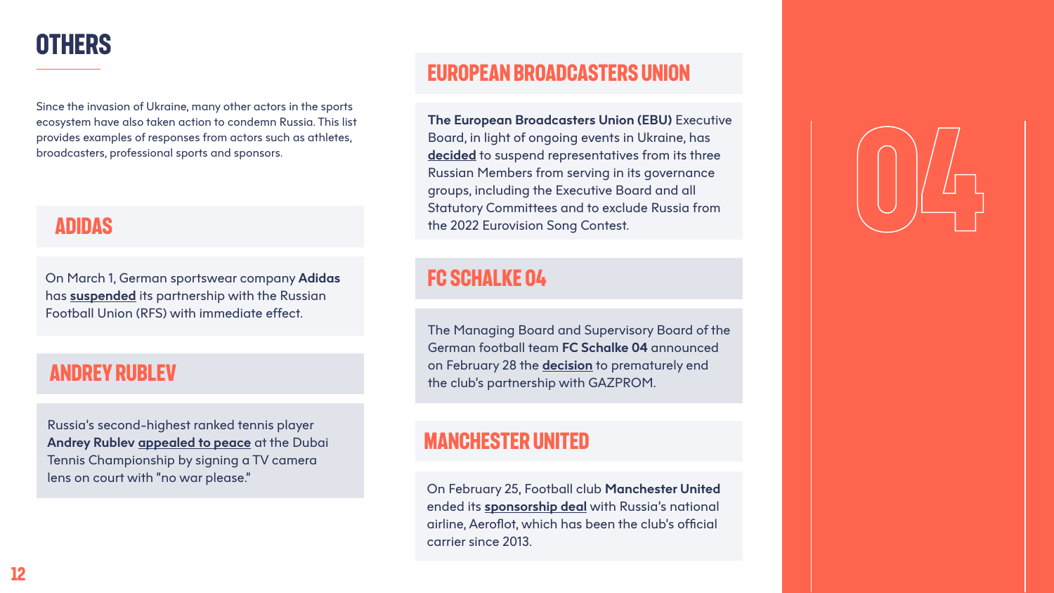# OTHERS

Since the invasion of Ukraine, many other actors in the sports ecosystem have also taken action to condemn Russia. This list provides examples of responses from actors such as athletes, broadcasters, professional sports and sponsors.

## ADIDAS

On March 1, German sportswear company **Adidas** has **suspended** its partnership with the Russian Football Union (RFS) with immediate effect.

## ANDREY RUBLEV

Russia's second-highest ranked tennis player **Andrey Rublev** **appealed to peace** at the Dubai Tennis Championship by signing a TV camera lens on court with "no war please."

## EUROPEAN BROADCASTERS UNION

**The European Broadcasters Union (EBU)** Executive Board, in light of ongoing events in Ukraine, has **decided** to suspend representatives from its three Russian Members from serving in its governance groups, including the Executive Board and all Statutory Committees and to exclude Russia from the 2022 Eurovision Song Contest.

## FC SCHALKE 04

The Managing Board and Supervisory Board of the German football team **FC Schalke 04** announced on February 28 the **decision** to prematurely end the club's partnership with GAZPROM.

## MANCHESTER UNITED

On February 25, Football club **Manchester United** ended its **sponsorship deal** with Russia's national airline, Aeroflot, which has been the club's official carrier since 2013.

04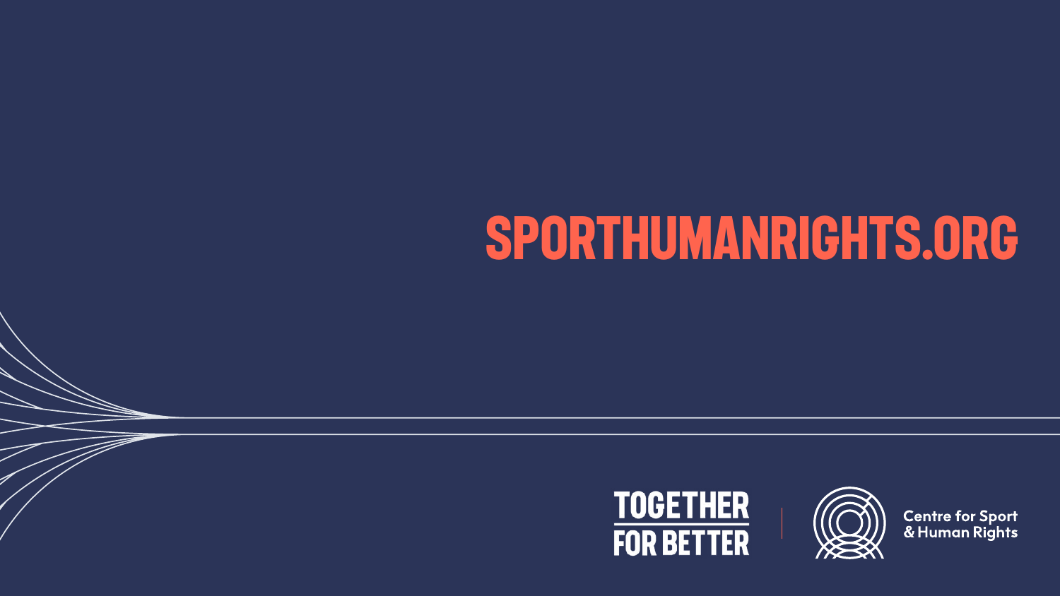SPORTHUMANRIGHTS.ORG

TOGETHER FOR BETTER

Centre for Sport & Human Rights